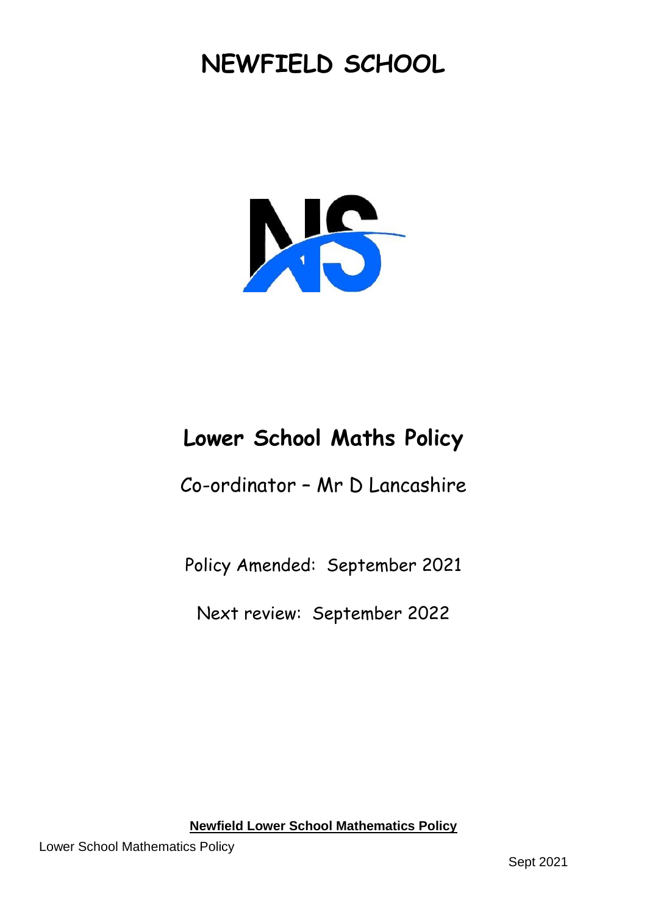# NEWFIELD SCHOOL

## Lower School Maths Policy

Co-ordinator – Mr D Lancashire

Policy Amended: September 2021

Next review: September 2022

**Newfield Lower School Mathematics Policy**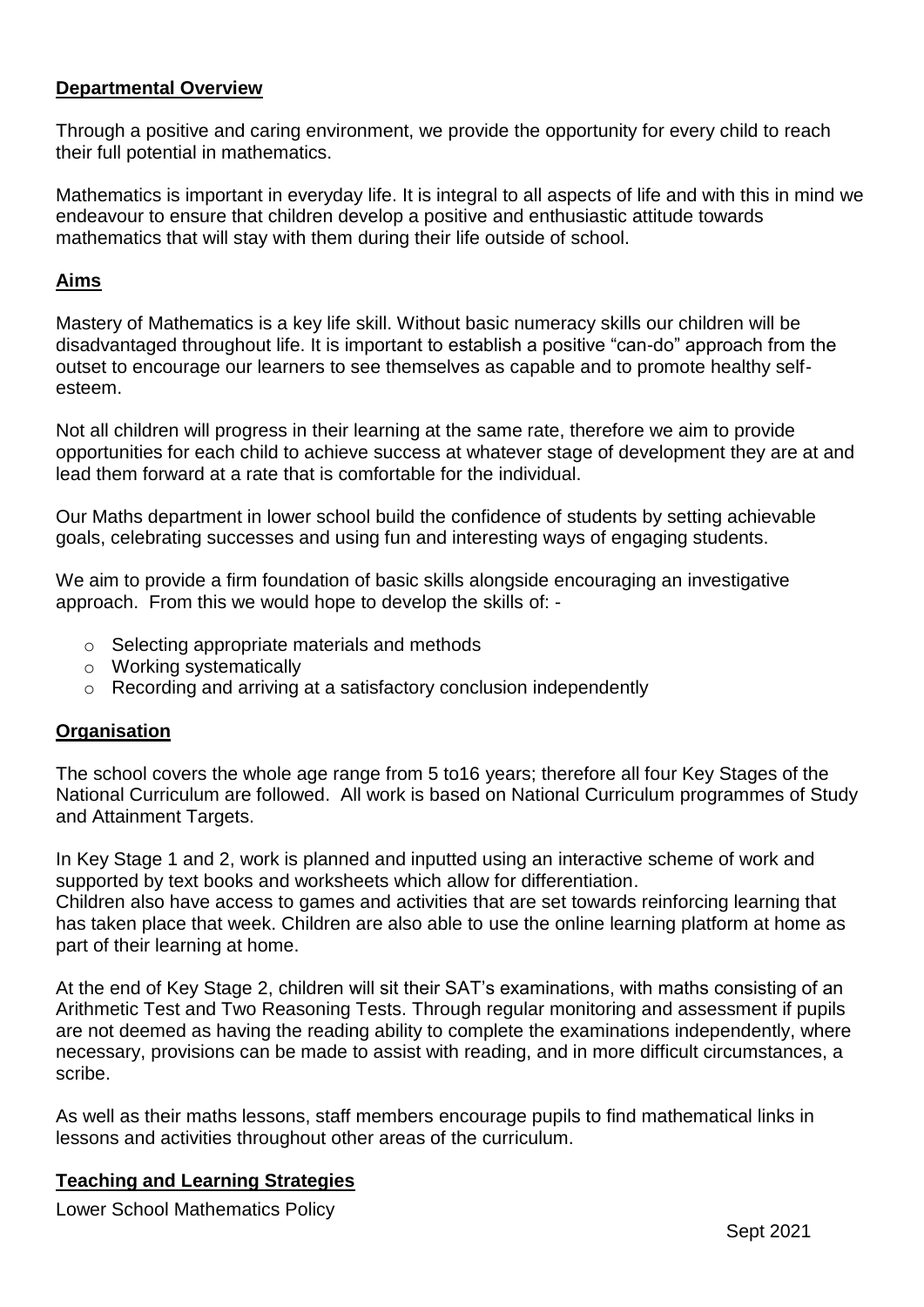## Departmental Overview

Through a positive and caring environment, we provide the opportunity for every child to reach their full potential in mathematics.

Mathematics is important in everyday life. It is integral to all aspects of life and with this in mind we endeavour to ensure that children develop a positive and enthusiastic attitude towards mathematics that will stay with them during their life outside of school.

## Aims

Mastery of Mathematics is a key life skill. Without basic numeracy skills our children will be disadvantaged throughout life. It is important to establish a positive "can-do" approach from the outset to encourage our learners to see themselves as capable and to promote healthy self-esteem.

Not all children will progress in their learning at the same rate, therefore we aim to provide opportunities for each child to achieve success at whatever stage of development they are at and lead them forward at a rate that is comfortable for the individual.

Our Maths department in lower school build the confidence of students by setting achievable goals, celebrating successes and using fun and interesting ways of engaging students.

We aim to provide a firm foundation of basic skills alongside encouraging an investigative approach. From this we would hope to develop the skills of: -

- Selecting appropriate materials and methods
- Working systematically
- Recording and arriving at a satisfactory conclusion independently

## Organisation

The school covers the whole age range from 5 to16 years; therefore all four Key Stages of the National Curriculum are followed. All work is based on National Curriculum programmes of Study and Attainment Targets.

In Key Stage 1 and 2, work is planned and inputted using an interactive scheme of work and supported by text books and worksheets which allow for differentiation.
Children also have access to games and activities that are set towards reinforcing learning that has taken place that week. Children are also able to use the online learning platform at home as part of their learning at home.

At the end of Key Stage 2, children will sit their SAT's examinations, with maths consisting of an Arithmetic Test and Two Reasoning Tests. Through regular monitoring and assessment if pupils are not deemed as having the reading ability to complete the examinations independently, where necessary, provisions can be made to assist with reading, and in more difficult circumstances, a scribe.

As well as their maths lessons, staff members encourage pupils to find mathematical links in lessons and activities throughout other areas of the curriculum.

## Teaching and Learning Strategies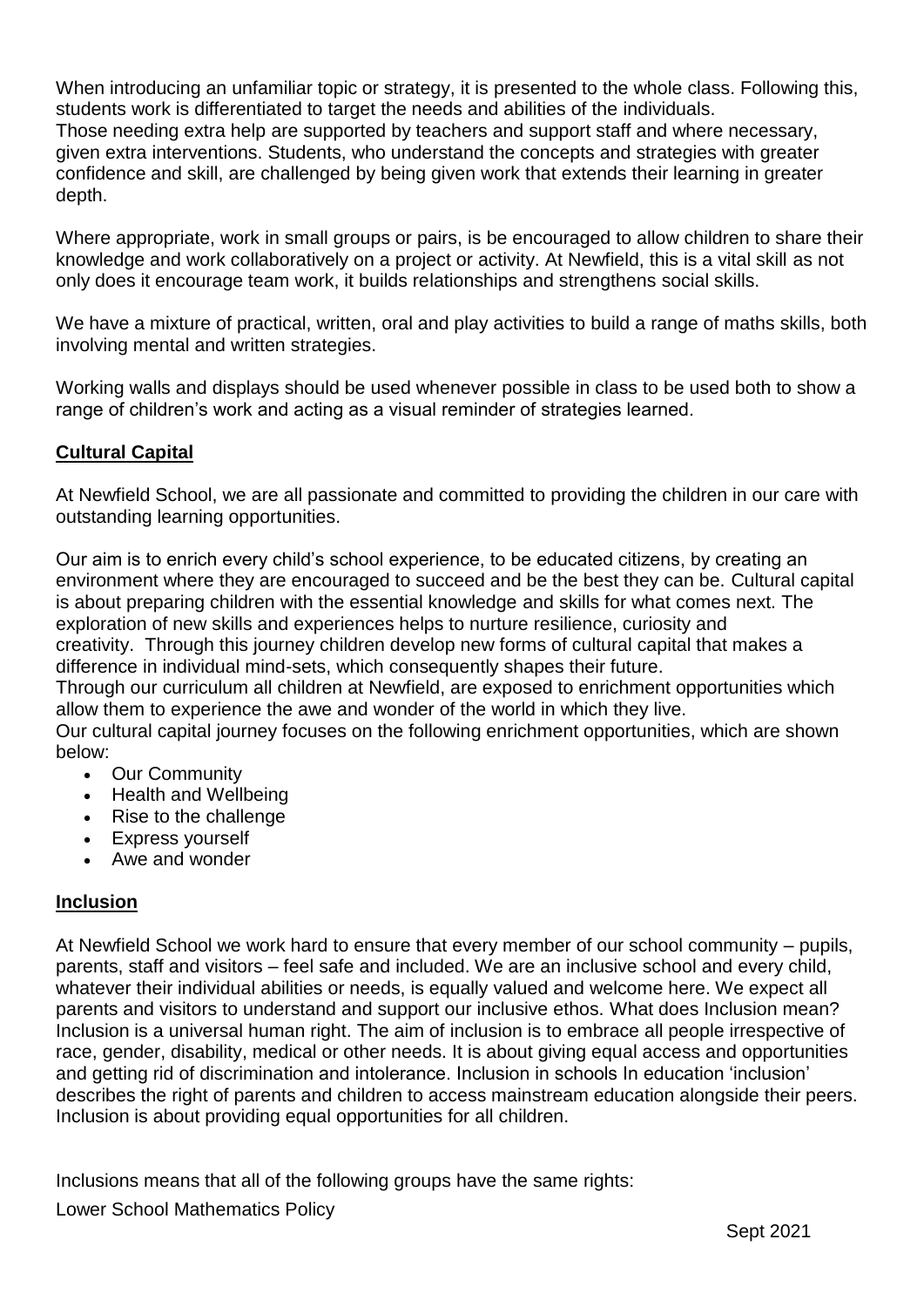When introducing an unfamiliar topic or strategy, it is presented to the whole class. Following this, students work is differentiated to target the needs and abilities of the individuals.
Those needing extra help are supported by teachers and support staff and where necessary, given extra interventions. Students, who understand the concepts and strategies with greater confidence and skill, are challenged by being given work that extends their learning in greater depth.

Where appropriate, work in small groups or pairs, is be encouraged to allow children to share their knowledge and work collaboratively on a project or activity. At Newfield, this is a vital skill as not only does it encourage team work, it builds relationships and strengthens social skills.

We have a mixture of practical, written, oral and play activities to build a range of maths skills, both involving mental and written strategies.

Working walls and displays should be used whenever possible in class to be used both to show a range of children's work and acting as a visual reminder of strategies learned.

## **Cultural Capital**

At Newfield School, we are all passionate and committed to providing the children in our care with outstanding learning opportunities.

Our aim is to enrich every child's school experience, to be educated citizens, by creating an environment where they are encouraged to succeed and be the best they can be. Cultural capital is about preparing children with the essential knowledge and skills for what comes next. The exploration of new skills and experiences helps to nurture resilience, curiosity and creativity. Through this journey children develop new forms of cultural capital that makes a difference in individual mind-sets, which consequently shapes their future.
Through our curriculum all children at Newfield, are exposed to enrichment opportunities which allow them to experience the awe and wonder of the world in which they live.
Our cultural capital journey focuses on the following enrichment opportunities, which are shown below:

- Our Community
- Health and Wellbeing
- Rise to the challenge
- Express yourself
- Awe and wonder

## **Inclusion**

At Newfield School we work hard to ensure that every member of our school community – pupils, parents, staff and visitors – feel safe and included. We are an inclusive school and every child, whatever their individual abilities or needs, is equally valued and welcome here. We expect all parents and visitors to understand and support our inclusive ethos. What does Inclusion mean? Inclusion is a universal human right. The aim of inclusion is to embrace all people irrespective of race, gender, disability, medical or other needs. It is about giving equal access and opportunities and getting rid of discrimination and intolerance. Inclusion in schools In education 'inclusion' describes the right of parents and children to access mainstream education alongside their peers. Inclusion is about providing equal opportunities for all children.

Inclusions means that all of the following groups have the same rights: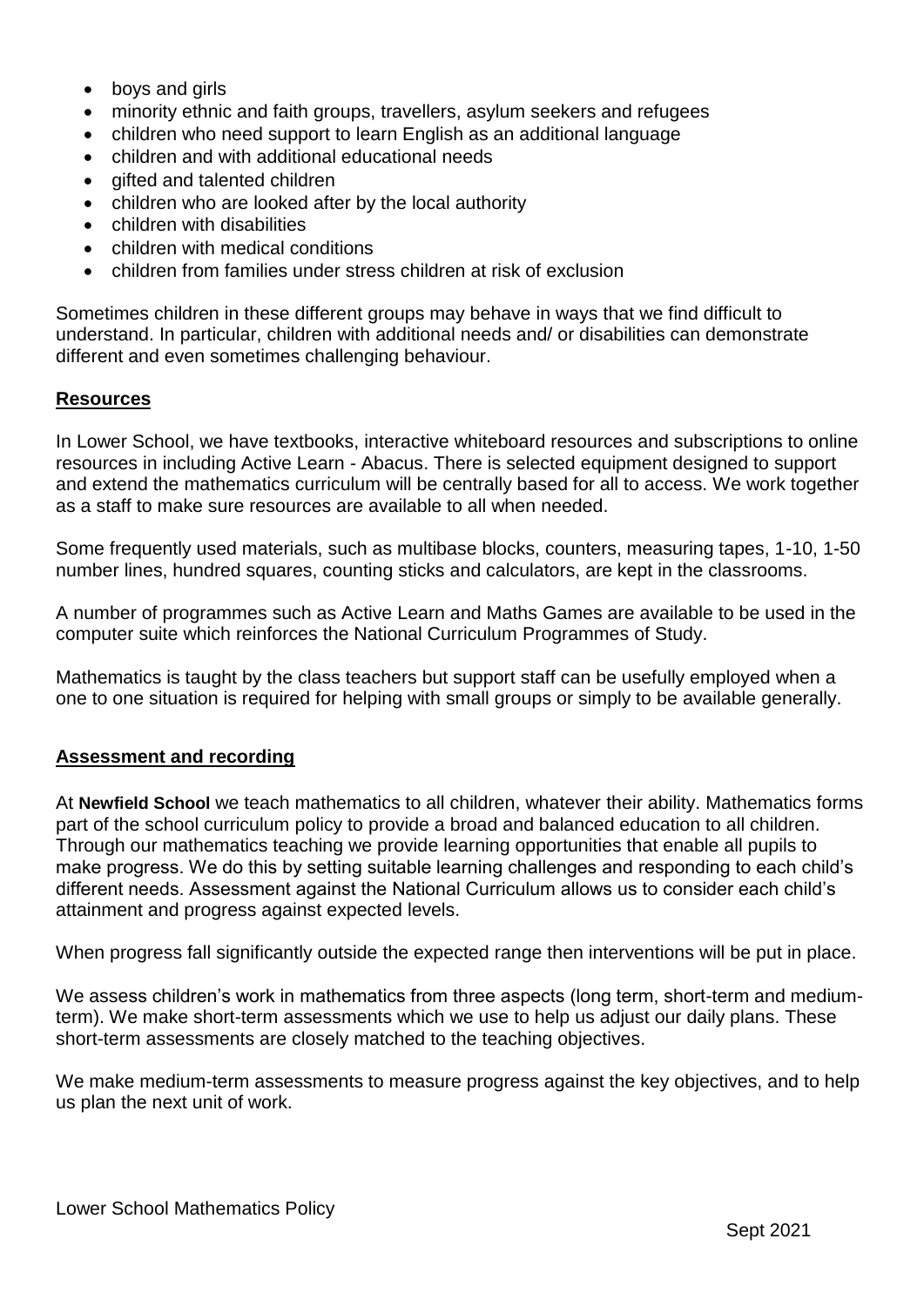- boys and girls
- minority ethnic and faith groups, travellers, asylum seekers and refugees
- children who need support to learn English as an additional language
- children and with additional educational needs
- gifted and talented children
- children who are looked after by the local authority
- children with disabilities
- children with medical conditions
- children from families under stress children at risk of exclusion

Sometimes children in these different groups may behave in ways that we find difficult to understand. In particular, children with additional needs and/ or disabilities can demonstrate different and even sometimes challenging behaviour.

## Resources

In Lower School, we have textbooks, interactive whiteboard resources and subscriptions to online resources in including Active Learn - Abacus. There is selected equipment designed to support and extend the mathematics curriculum will be centrally based for all to access. We work together as a staff to make sure resources are available to all when needed.

Some frequently used materials, such as multibase blocks, counters, measuring tapes, 1-10, 1-50 number lines, hundred squares, counting sticks and calculators, are kept in the classrooms.

A number of programmes such as Active Learn and Maths Games are available to be used in the computer suite which reinforces the National Curriculum Programmes of Study.

Mathematics is taught by the class teachers but support staff can be usefully employed when a one to one situation is required for helping with small groups or simply to be available generally.

## Assessment and recording

At **Newfield School** we teach mathematics to all children, whatever their ability. Mathematics forms part of the school curriculum policy to provide a broad and balanced education to all children. Through our mathematics teaching we provide learning opportunities that enable all pupils to make progress. We do this by setting suitable learning challenges and responding to each child's different needs. Assessment against the National Curriculum allows us to consider each child's attainment and progress against expected levels.

When progress fall significantly outside the expected range then interventions will be put in place.

We assess children's work in mathematics from three aspects (long term, short-term and medium-term). We make short-term assessments which we use to help us adjust our daily plans. These short-term assessments are closely matched to the teaching objectives.

We make medium-term assessments to measure progress against the key objectives, and to help us plan the next unit of work.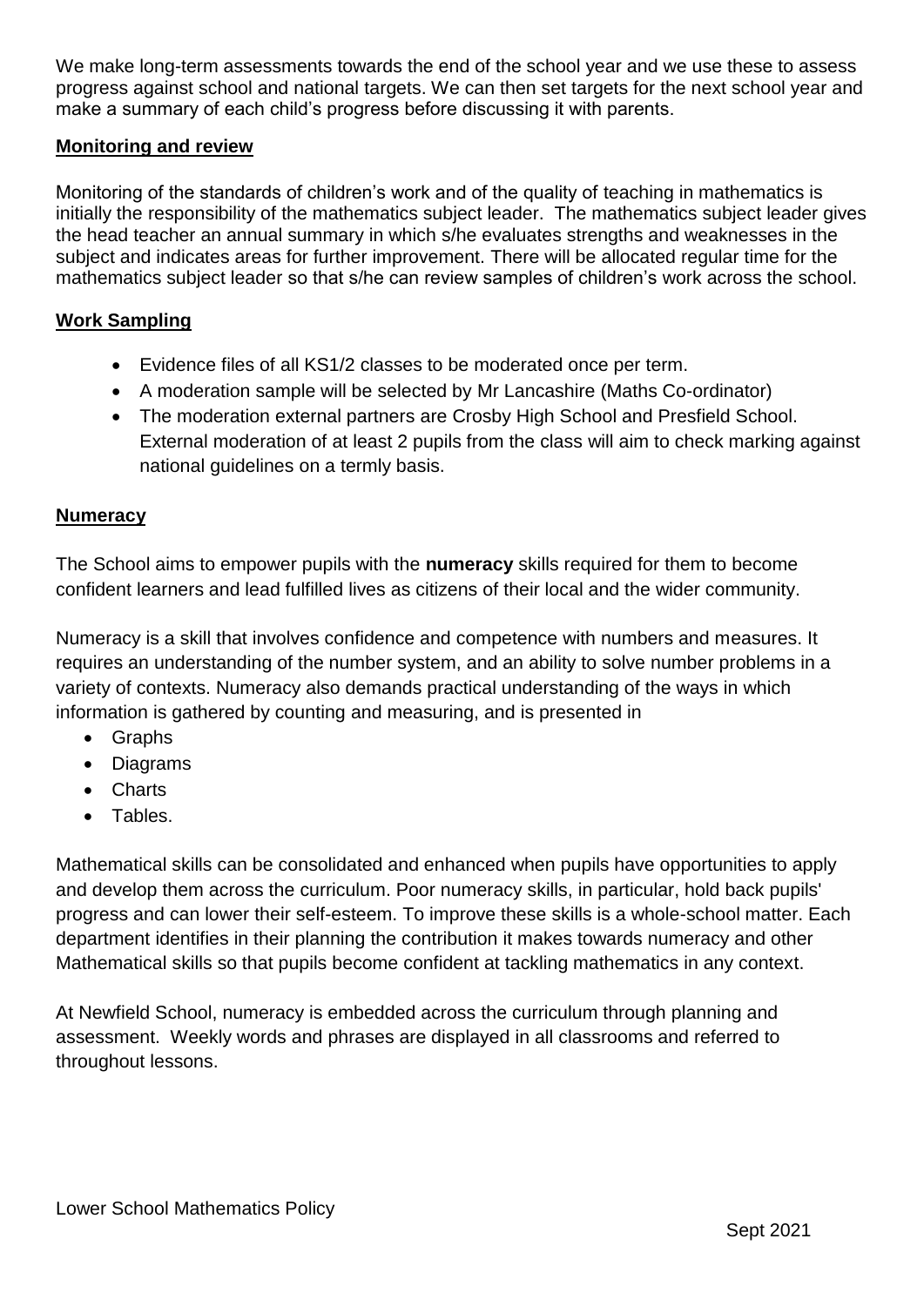We make long-term assessments towards the end of the school year and we use these to assess progress against school and national targets. We can then set targets for the next school year and make a summary of each child's progress before discussing it with parents.

## Monitoring and review

Monitoring of the standards of children's work and of the quality of teaching in mathematics is initially the responsibility of the mathematics subject leader. The mathematics subject leader gives the head teacher an annual summary in which s/he evaluates strengths and weaknesses in the subject and indicates areas for further improvement. There will be allocated regular time for the mathematics subject leader so that s/he can review samples of children's work across the school.

## Work Sampling

- Evidence files of all KS1/2 classes to be moderated once per term.
- A moderation sample will be selected by Mr Lancashire (Maths Co-ordinator)
- The moderation external partners are Crosby High School and Presfield School. External moderation of at least 2 pupils from the class will aim to check marking against national guidelines on a termly basis.

## Numeracy

The School aims to empower pupils with the **numeracy** skills required for them to become confident learners and lead fulfilled lives as citizens of their local and the wider community.

Numeracy is a skill that involves confidence and competence with numbers and measures. It requires an understanding of the number system, and an ability to solve number problems in a variety of contexts. Numeracy also demands practical understanding of the ways in which information is gathered by counting and measuring, and is presented in

- Graphs
- Diagrams
- Charts
- Tables.

Mathematical skills can be consolidated and enhanced when pupils have opportunities to apply and develop them across the curriculum. Poor numeracy skills, in particular, hold back pupils' progress and can lower their self-esteem. To improve these skills is a whole-school matter. Each department identifies in their planning the contribution it makes towards numeracy and other Mathematical skills so that pupils become confident at tackling mathematics in any context.

At Newfield School, numeracy is embedded across the curriculum through planning and assessment. Weekly words and phrases are displayed in all classrooms and referred to throughout lessons.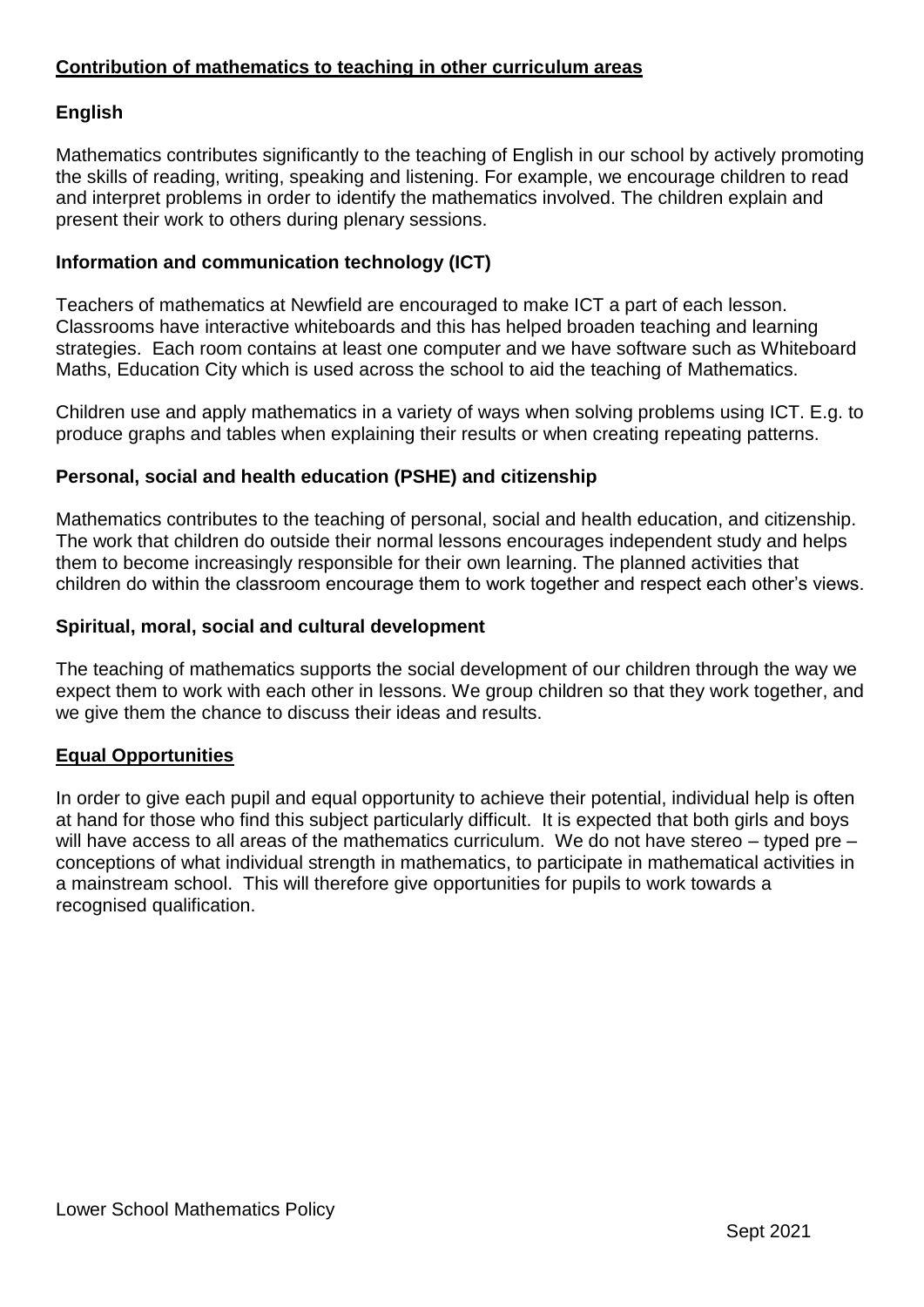## Contribution of mathematics to teaching in other curriculum areas

### English

Mathematics contributes significantly to the teaching of English in our school by actively promoting the skills of reading, writing, speaking and listening. For example, we encourage children to read and interpret problems in order to identify the mathematics involved. The children explain and present their work to others during plenary sessions.

### Information and communication technology (ICT)

Teachers of mathematics at Newfield are encouraged to make ICT a part of each lesson. Classrooms have interactive whiteboards and this has helped broaden teaching and learning strategies. Each room contains at least one computer and we have software such as Whiteboard Maths, Education City which is used across the school to aid the teaching of Mathematics.

Children use and apply mathematics in a variety of ways when solving problems using ICT. E.g. to produce graphs and tables when explaining their results or when creating repeating patterns.

### Personal, social and health education (PSHE) and citizenship

Mathematics contributes to the teaching of personal, social and health education, and citizenship. The work that children do outside their normal lessons encourages independent study and helps them to become increasingly responsible for their own learning. The planned activities that children do within the classroom encourage them to work together and respect each other's views.

### Spiritual, moral, social and cultural development

The teaching of mathematics supports the social development of our children through the way we expect them to work with each other in lessons. We group children so that they work together, and we give them the chance to discuss their ideas and results.

## Equal Opportunities

In order to give each pupil and equal opportunity to achieve their potential, individual help is often at hand for those who find this subject particularly difficult. It is expected that both girls and boys will have access to all areas of the mathematics curriculum. We do not have stereo – typed pre – conceptions of what individual strength in mathematics, to participate in mathematical activities in a mainstream school. This will therefore give opportunities for pupils to work towards a recognised qualification.